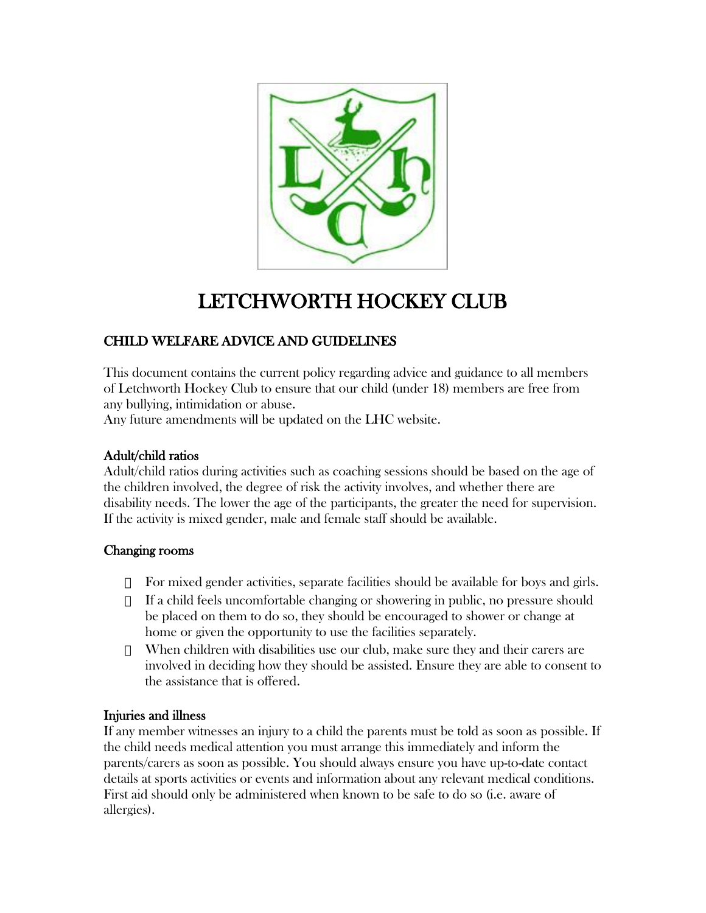# LETCHWORTH HOCKEY CLUB

## CHILD WELFARE ADVICE AND GUIDELINES

This document contains the current policy regarding advice and guidance to all members of Letchworth Hockey Club to ensure that our child (under 18) members are free from any bullying, intimidation or abuse.
Any future amendments will be updated on the LHC website.

### Adult/child ratios

Adult/child ratios during activities such as coaching sessions should be based on the age of the children involved, the degree of risk the activity involves, and whether there are disability needs. The lower the age of the participants, the greater the need for supervision. If the activity is mixed gender, male and female staff should be available.

### Changing rooms

- For mixed gender activities, separate facilities should be available for boys and girls.
- If a child feels uncomfortable changing or showering in public, no pressure should be placed on them to do so, they should be encouraged to shower or change at home or given the opportunity to use the facilities separately.
- When children with disabilities use our club, make sure they and their carers are involved in deciding how they should be assisted. Ensure they are able to consent to the assistance that is offered.

### Injuries and illness

If any member witnesses an injury to a child the parents must be told as soon as possible. If the child needs medical attention you must arrange this immediately and inform the parents/carers as soon as possible. You should always ensure you have up-to-date contact details at sports activities or events and information about any relevant medical conditions. First aid should only be administered when known to be safe to do so (i.e. aware of allergies).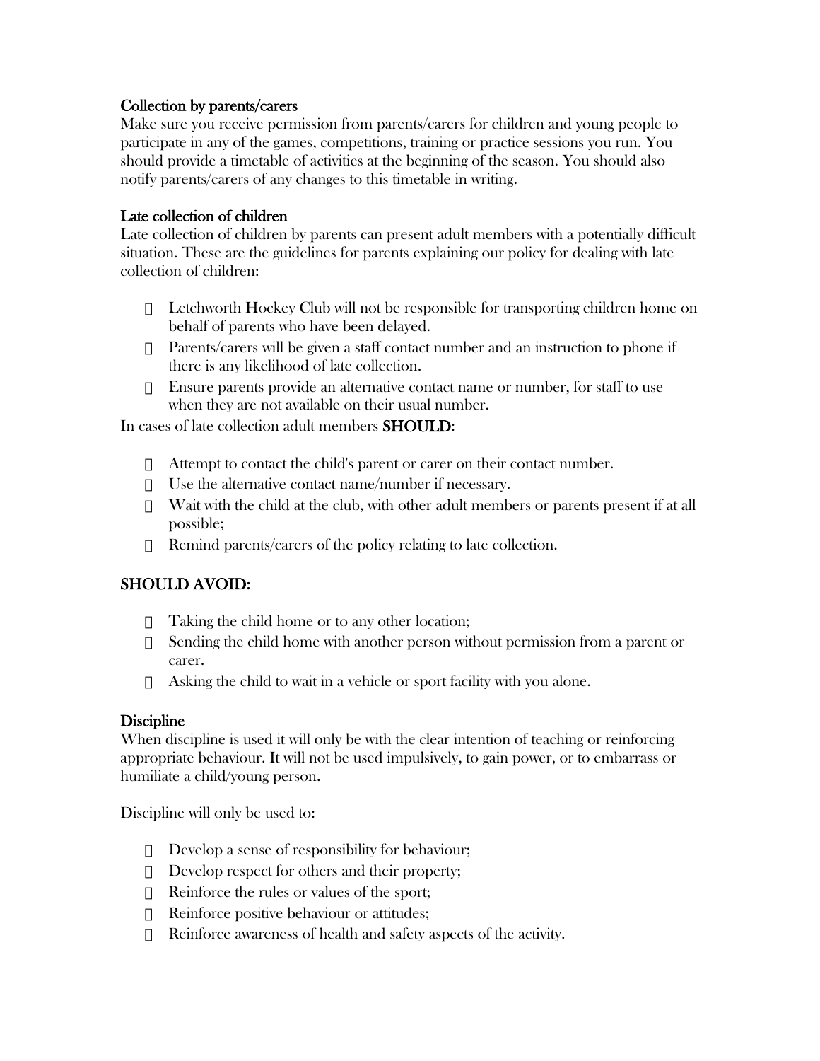### Collection by parents/carers

Make sure you receive permission from parents/carers for children and young people to participate in any of the games, competitions, training or practice sessions you run. You should provide a timetable of activities at the beginning of the season. You should also notify parents/carers of any changes to this timetable in writing.

### Late collection of children

Late collection of children by parents can present adult members with a potentially difficult situation. These are the guidelines for parents explaining our policy for dealing with late collection of children:

- Letchworth Hockey Club will not be responsible for transporting children home on behalf of parents who have been delayed.
- Parents/carers will be given a staff contact number and an instruction to phone if there is any likelihood of late collection.
- Ensure parents provide an alternative contact name or number, for staff to use when they are not available on their usual number.

In cases of late collection adult members **SHOULD**:

- Attempt to contact the child's parent or carer on their contact number.
- Use the alternative contact name/number if necessary.
- Wait with the child at the club, with other adult members or parents present if at all possible;
- Remind parents/carers of the policy relating to late collection.

## SHOULD AVOID:

- Taking the child home or to any other location;
- Sending the child home with another person without permission from a parent or carer.
- Asking the child to wait in a vehicle or sport facility with you alone.

### Discipline

When discipline is used it will only be with the clear intention of teaching or reinforcing appropriate behaviour. It will not be used impulsively, to gain power, or to embarrass or humiliate a child/young person.

Discipline will only be used to:

- Develop a sense of responsibility for behaviour;
- Develop respect for others and their property;
- Reinforce the rules or values of the sport;
- Reinforce positive behaviour or attitudes;
- Reinforce awareness of health and safety aspects of the activity.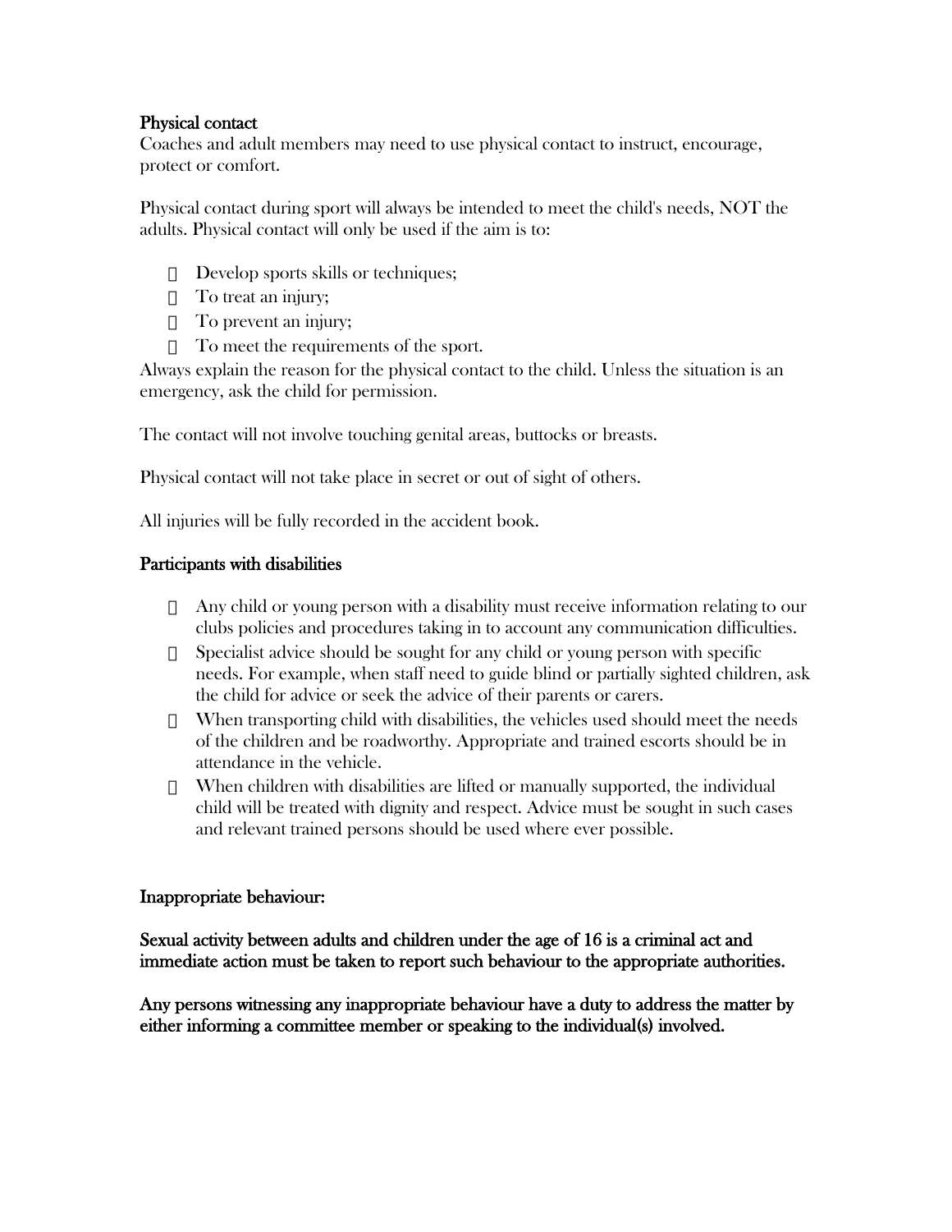**Physical contact**

Coaches and adult members may need to use physical contact to instruct, encourage, protect or comfort.

Physical contact during sport will always be intended to meet the child's needs, NOT the adults. Physical contact will only be used if the aim is to:

- Develop sports skills or techniques;
- To treat an injury;
- To prevent an injury;
- To meet the requirements of the sport.

Always explain the reason for the physical contact to the child. Unless the situation is an emergency, ask the child for permission.

The contact will not involve touching genital areas, buttocks or breasts.

Physical contact will not take place in secret or out of sight of others.

All injuries will be fully recorded in the accident book.

**Participants with disabilities**

- Any child or young person with a disability must receive information relating to our clubs policies and procedures taking in to account any communication difficulties.
- Specialist advice should be sought for any child or young person with specific needs. For example, when staff need to guide blind or partially sighted children, ask the child for advice or seek the advice of their parents or carers.
- When transporting child with disabilities, the vehicles used should meet the needs of the children and be roadworthy. Appropriate and trained escorts should be in attendance in the vehicle.
- When children with disabilities are lifted or manually supported, the individual child will be treated with dignity and respect. Advice must be sought in such cases and relevant trained persons should be used where ever possible.

**Inappropriate behaviour:**

**Sexual activity between adults and children under the age of 16 is a criminal act and immediate action must be taken to report such behaviour to the appropriate authorities.**

**Any persons witnessing any inappropriate behaviour have a duty to address the matter by either informing a committee member or speaking to the individual(s) involved.**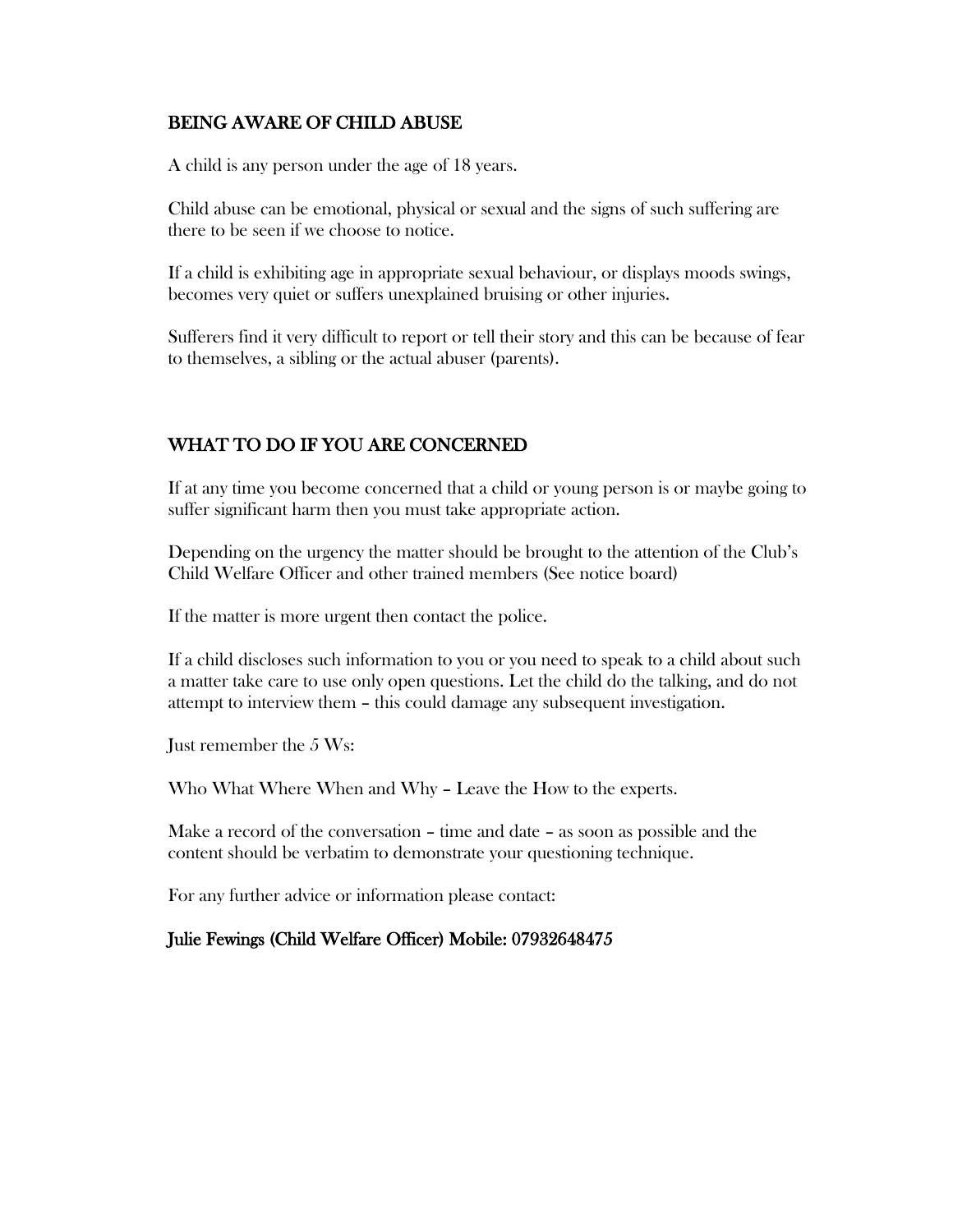## BEING AWARE OF CHILD ABUSE

A child is any person under the age of 18 years.

Child abuse can be emotional, physical or sexual and the signs of such suffering are there to be seen if we choose to notice.

If a child is exhibiting age in appropriate sexual behaviour, or displays moods swings, becomes very quiet or suffers unexplained bruising or other injuries.

Sufferers find it very difficult to report or tell their story and this can be because of fear to themselves, a sibling or the actual abuser (parents).

## WHAT TO DO IF YOU ARE CONCERNED

If at any time you become concerned that a child or young person is or maybe going to suffer significant harm then you must take appropriate action.

Depending on the urgency the matter should be brought to the attention of the Club's Child Welfare Officer and other trained members (See notice board)

If the matter is more urgent then contact the police.

If a child discloses such information to you or you need to speak to a child about such a matter take care to use only open questions. Let the child do the talking, and do not attempt to interview them – this could damage any subsequent investigation.

Just remember the 5 Ws:

Who What Where When and Why – Leave the How to the experts.

Make a record of the conversation – time and date – as soon as possible and the content should be verbatim to demonstrate your questioning technique.

For any further advice or information please contact:

**Julie Fewings (Child Welfare Officer) Mobile: 07932648475**